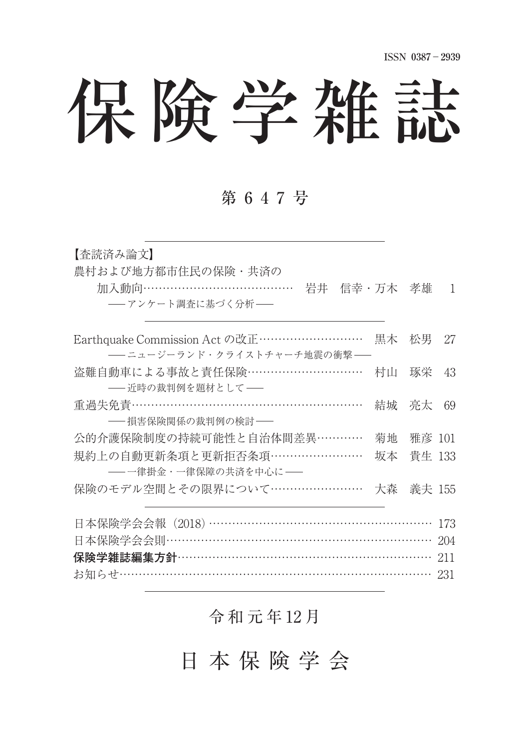ISSN 0387－2939

# 保険学雑誌

## 第 6 4 7 号

【査読済み論文】

農村および地方都市住民の保険・共済の加入動向…………………………………　岩井　信幸・万木　孝雄　1
―― アンケート調査に基づく分析 ――

Earthquake Commission Act の改正………………………　黒木　松男　27
―― ニュージーランド・クライストチャーチ地震の衝撃 ――

盗難自動車による事故と責任保険…………………………　村山　琢栄　43
―― 近時の裁判例を題材として ――

重過失免責…………………………………………………　結城　亮太　69
―― 損害保険関係の裁判例の検討 ――

公的介護保険制度の持続可能性と自治体間差異…………　菊地　雅彦 101

規約上の自動更新条項と更新拒否条項……………………　坂本　貴生 133
―― 一律掛金・一律保障の共済を中心に ――

保険のモデル空間とその限界について……………………　大森　義夫 155

日本保険学会会報（2018）…………………………………………………… 173

日本保険学会会則……………………………………………………………… 204

**保険学雑誌編集方針**………………………………………………………… 211

お知らせ………………………………………………………………………… 231

令和元年12月

日本保険学会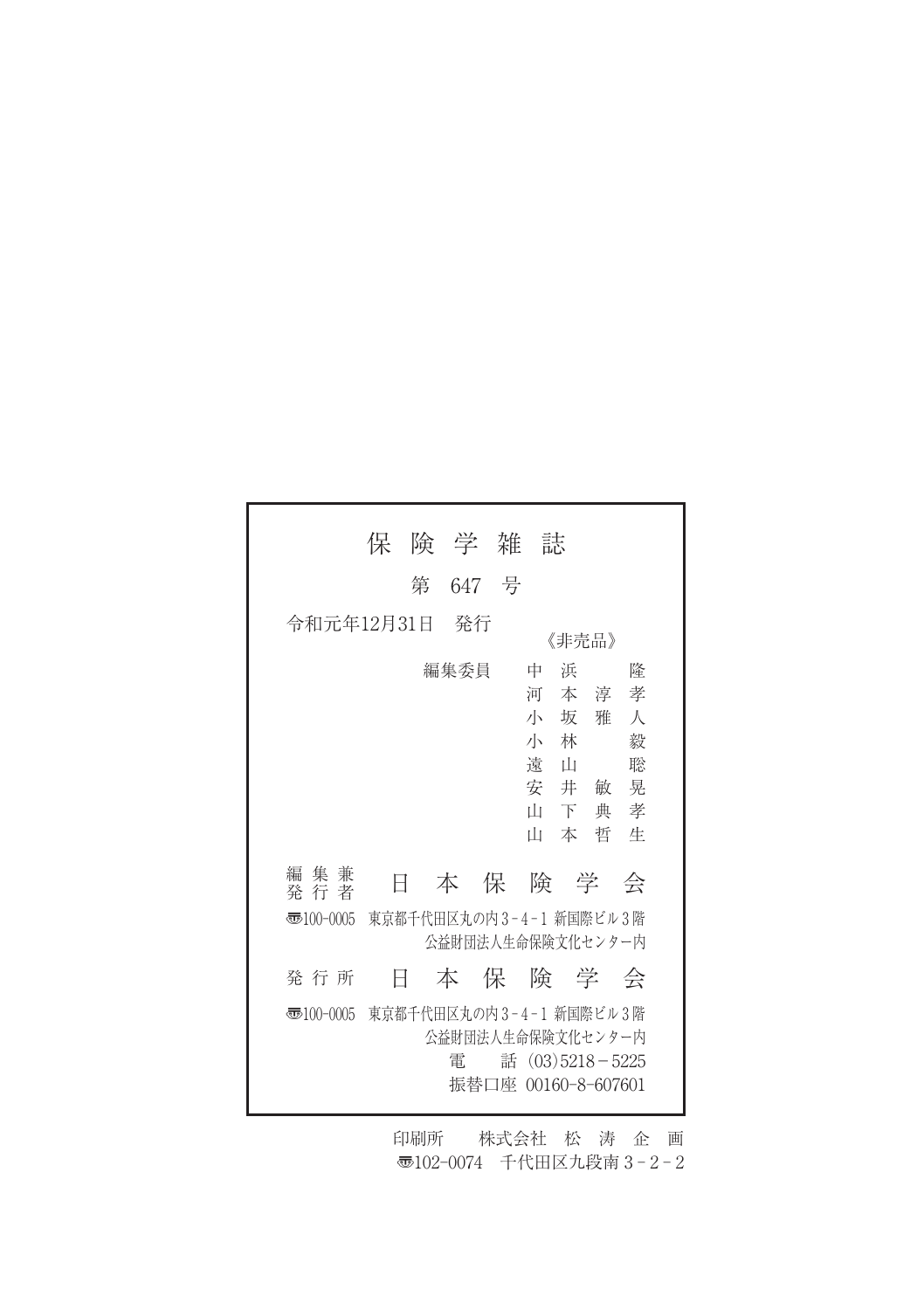# 保険学雑誌

## 第 647 号

令和元年12月31日　発行

《非売品》

編集委員
- 中浜　隆
- 河本淳孝
- 小坂雅人
- 小林　毅
- 遠山　聡
- 安井敏晃
- 山下典孝
- 山本哲生

編集兼発行者　日本保険学会

〒100-0005　東京都千代田区丸の内3-4-1 新国際ビル3階
公益財団法人生命保険文化センター内

発行所　日本保険学会

〒100-0005　東京都千代田区丸の内3-4-1 新国際ビル3階
公益財団法人生命保険文化センター内
電　話 (03)5218－5225
振替口座 00160-8-607601

印刷所　株式会社 松 涛 企 画
〒102-0074　千代田区九段南3-2-2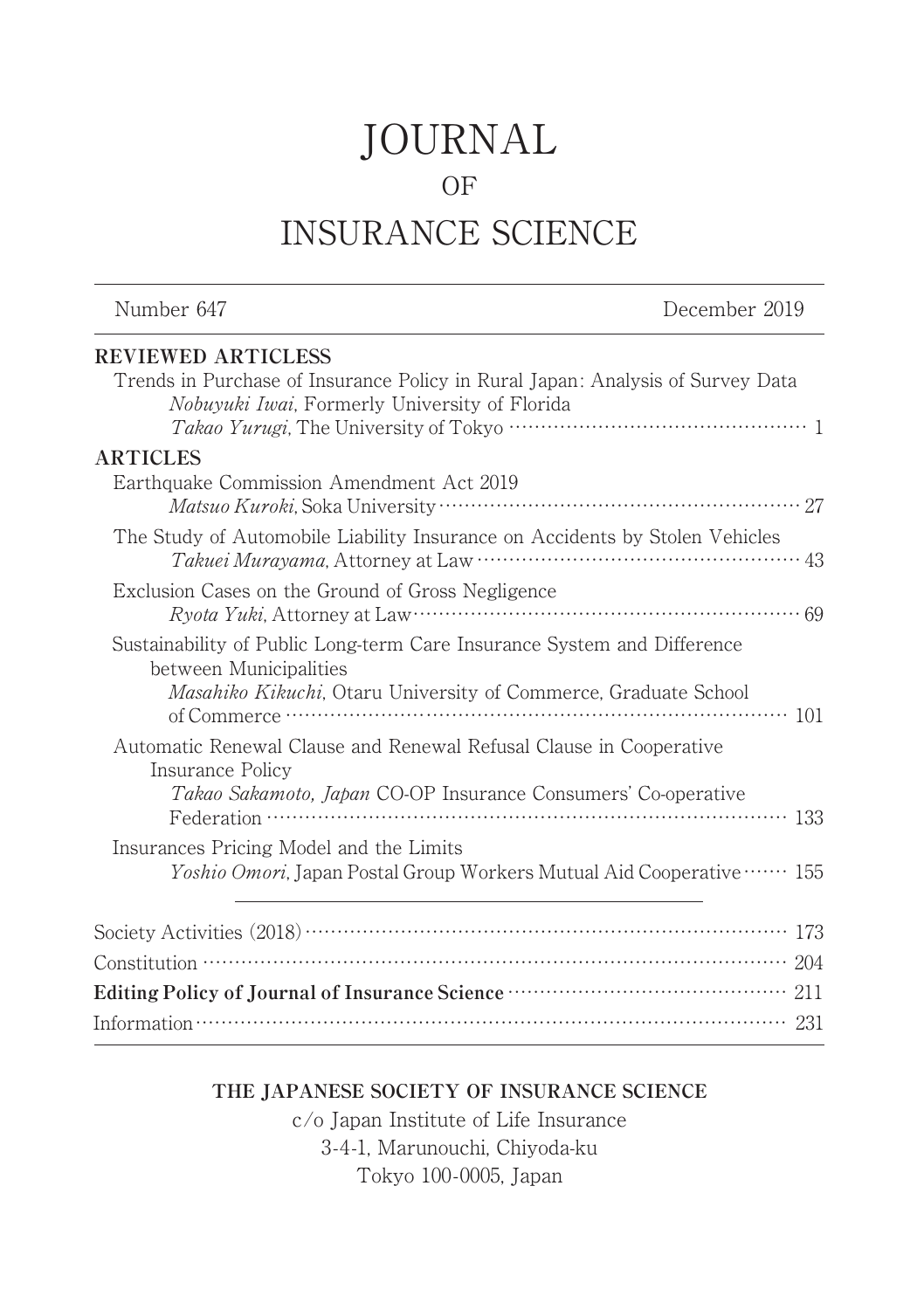# JOURNAL

## OF

# INSURANCE SCIENCE

Number 647 December 2019

**REVIEWED ARTICLESS**

Trends in Purchase of Insurance Policy in Rural Japan: Analysis of Survey Data
*Nobuyuki Iwai*, Formerly University of Florida
*Takao Yurugi*, The University of Tokyo ········································ 1

**ARTICLES**

Earthquake Commission Amendment Act 2019
*Matsuo Kuroki*, Soka University ········································ 27

The Study of Automobile Liability Insurance on Accidents by Stolen Vehicles
*Takuei Murayama*, Attorney at Law ········································ 43

Exclusion Cases on the Ground of Gross Negligence
*Ryota Yuki*, Attorney at Law ········································ 69

Sustainability of Public Long-term Care Insurance System and Difference between Municipalities
*Masahiko Kikuchi*, Otaru University of Commerce, Graduate School of Commerce ········································ 101

Automatic Renewal Clause and Renewal Refusal Clause in Cooperative Insurance Policy
*Takao Sakamoto, Japan* CO-OP Insurance Consumers' Co-operative Federation ········································ 133

Insurances Pricing Model and the Limits
*Yoshio Omori*, Japan Postal Group Workers Mutual Aid Cooperative ······· 155

---

Society Activities (2018) ········································ 173

Constitution ········································ 204

**Editing Policy of Journal of Insurance Science** ········································ 211

Information ········································ 231

---

**THE JAPANESE SOCIETY OF INSURANCE SCIENCE**

c/o Japan Institute of Life Insurance
3-4-1, Marunouchi, Chiyoda-ku
Tokyo 100-0005, Japan